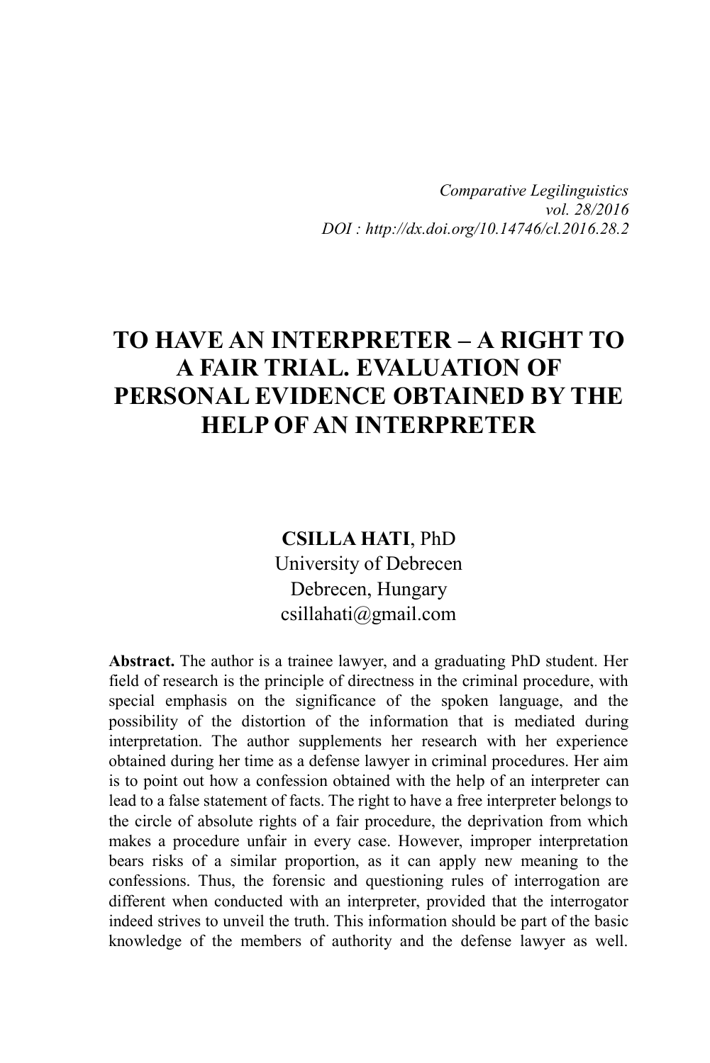*Comparative Legilinguistics*
*vol. 28/2016*
*DOI : http://dx.doi.org/10.14746/cl.2016.28.2*

# TO HAVE AN INTERPRETER – A RIGHT TO A FAIR TRIAL. EVALUATION OF PERSONAL EVIDENCE OBTAINED BY THE HELP OF AN INTERPRETER

**CSILLA HATI**, PhD
University of Debrecen
Debrecen, Hungary
csillahati@gmail.com

**Abstract.** The author is a trainee lawyer, and a graduating PhD student. Her field of research is the principle of directness in the criminal procedure, with special emphasis on the significance of the spoken language, and the possibility of the distortion of the information that is mediated during interpretation. The author supplements her research with her experience obtained during her time as a defense lawyer in criminal procedures. Her aim is to point out how a confession obtained with the help of an interpreter can lead to a false statement of facts. The right to have a free interpreter belongs to the circle of absolute rights of a fair procedure, the deprivation from which makes a procedure unfair in every case. However, improper interpretation bears risks of a similar proportion, as it can apply new meaning to the confessions. Thus, the forensic and questioning rules of interrogation are different when conducted with an interpreter, provided that the interrogator indeed strives to unveil the truth. This information should be part of the basic knowledge of the members of authority and the defense lawyer as well.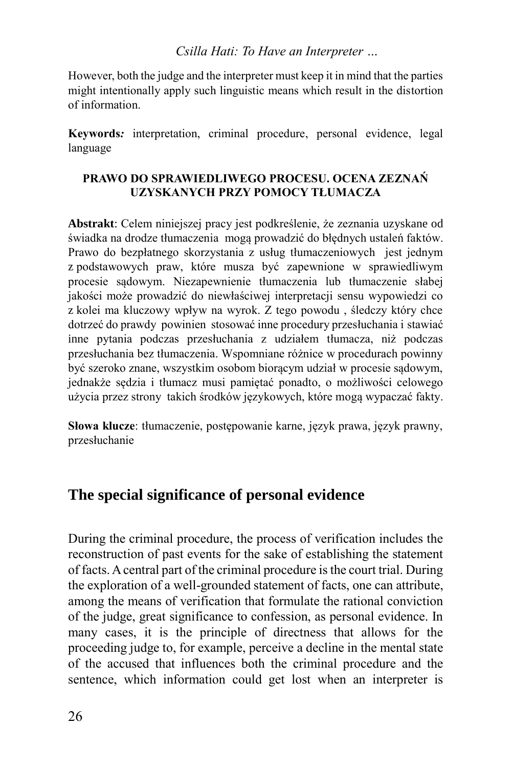However, both the judge and the interpreter must keep it in mind that the parties might intentionally apply such linguistic means which result in the distortion of information.

**Keywords*:*** interpretation, criminal procedure, personal evidence, legal language

**PRAWO DO SPRAWIEDLIWEGO PROCESU. OCENA ZEZNAŃ UZYSKANYCH PRZY POMOCY TŁUMACZA**

**Abstrakt**: Celem niniejszej pracy jest podkreślenie, że zeznania uzyskane od świadka na drodze tłumaczenia mogą prowadzić do błędnych ustaleń faktów. Prawo do bezpłatnego skorzystania z usług tłumaczeniowych jest jednym z podstawowych praw, które musza być zapewnione w sprawiedliwym procesie sądowym. Niezapewnienie tłumaczenia lub tłumaczenie słabej jakości może prowadzić do niewłaściwej interpretacji sensu wypowiedzi co z kolei ma kluczowy wpływ na wyrok. Z tego powodu , śledczy który chce dotrzeć do prawdy powinien stosować inne procedury przesłuchania i stawiać inne pytania podczas przesłuchania z udziałem tłumacza, niż podczas przesłuchania bez tłumaczenia. Wspomniane różnice w procedurach powinny być szeroko znane, wszystkim osobom biorącym udział w procesie sądowym, jednakże sędzia i tłumacz musi pamiętać ponadto, o możliwości celowego użycia przez strony takich środków językowych, które mogą wypaczać fakty.

**Słowa klucze**: tłumaczenie, postępowanie karne, język prawa, język prawny, przesłuchanie

## The special significance of personal evidence

During the criminal procedure, the process of verification includes the reconstruction of past events for the sake of establishing the statement of facts. A central part of the criminal procedure is the court trial. During the exploration of a well-grounded statement of facts, one can attribute, among the means of verification that formulate the rational conviction of the judge, great significance to confession, as personal evidence. In many cases, it is the principle of directness that allows for the proceeding judge to, for example, perceive a decline in the mental state of the accused that influences both the criminal procedure and the sentence, which information could get lost when an interpreter is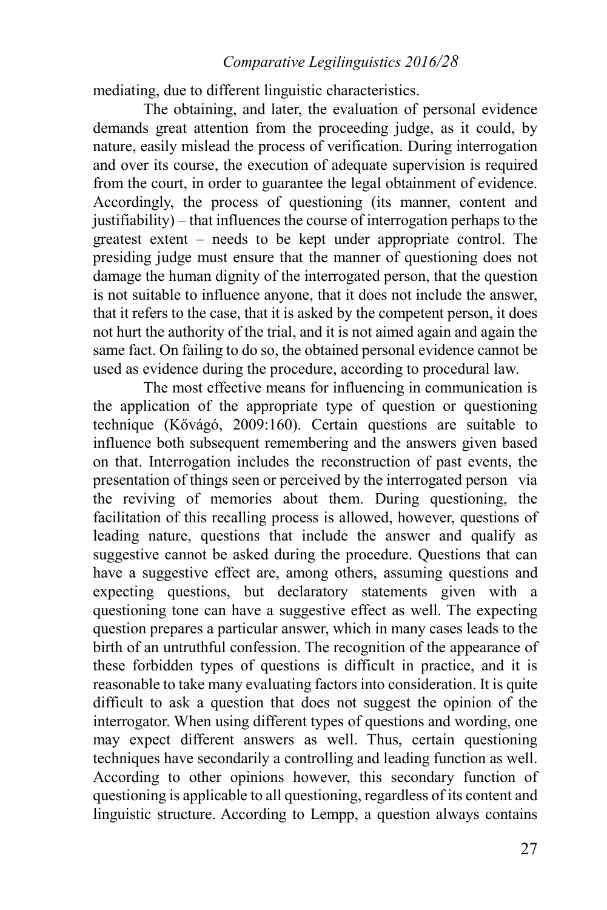mediating, due to different linguistic characteristics.

The obtaining, and later, the evaluation of personal evidence demands great attention from the proceeding judge, as it could, by nature, easily mislead the process of verification. During interrogation and over its course, the execution of adequate supervision is required from the court, in order to guarantee the legal obtainment of evidence. Accordingly, the process of questioning (its manner, content and justifiability) – that influences the course of interrogation perhaps to the greatest extent – needs to be kept under appropriate control. The presiding judge must ensure that the manner of questioning does not damage the human dignity of the interrogated person, that the question is not suitable to influence anyone, that it does not include the answer, that it refers to the case, that it is asked by the competent person, it does not hurt the authority of the trial, and it is not aimed again and again the same fact. On failing to do so, the obtained personal evidence cannot be used as evidence during the procedure, according to procedural law.

The most effective means for influencing in communication is the application of the appropriate type of question or questioning technique (Kővágó, 2009:160). Certain questions are suitable to influence both subsequent remembering and the answers given based on that. Interrogation includes the reconstruction of past events, the presentation of things seen or perceived by the interrogated person via the reviving of memories about them. During questioning, the facilitation of this recalling process is allowed, however, questions of leading nature, questions that include the answer and qualify as suggestive cannot be asked during the procedure. Questions that can have a suggestive effect are, among others, assuming questions and expecting questions, but declaratory statements given with a questioning tone can have a suggestive effect as well. The expecting question prepares a particular answer, which in many cases leads to the birth of an untruthful confession. The recognition of the appearance of these forbidden types of questions is difficult in practice, and it is reasonable to take many evaluating factors into consideration. It is quite difficult to ask a question that does not suggest the opinion of the interrogator. When using different types of questions and wording, one may expect different answers as well. Thus, certain questioning techniques have secondarily a controlling and leading function as well. According to other opinions however, this secondary function of questioning is applicable to all questioning, regardless of its content and linguistic structure. According to Lempp, a question always contains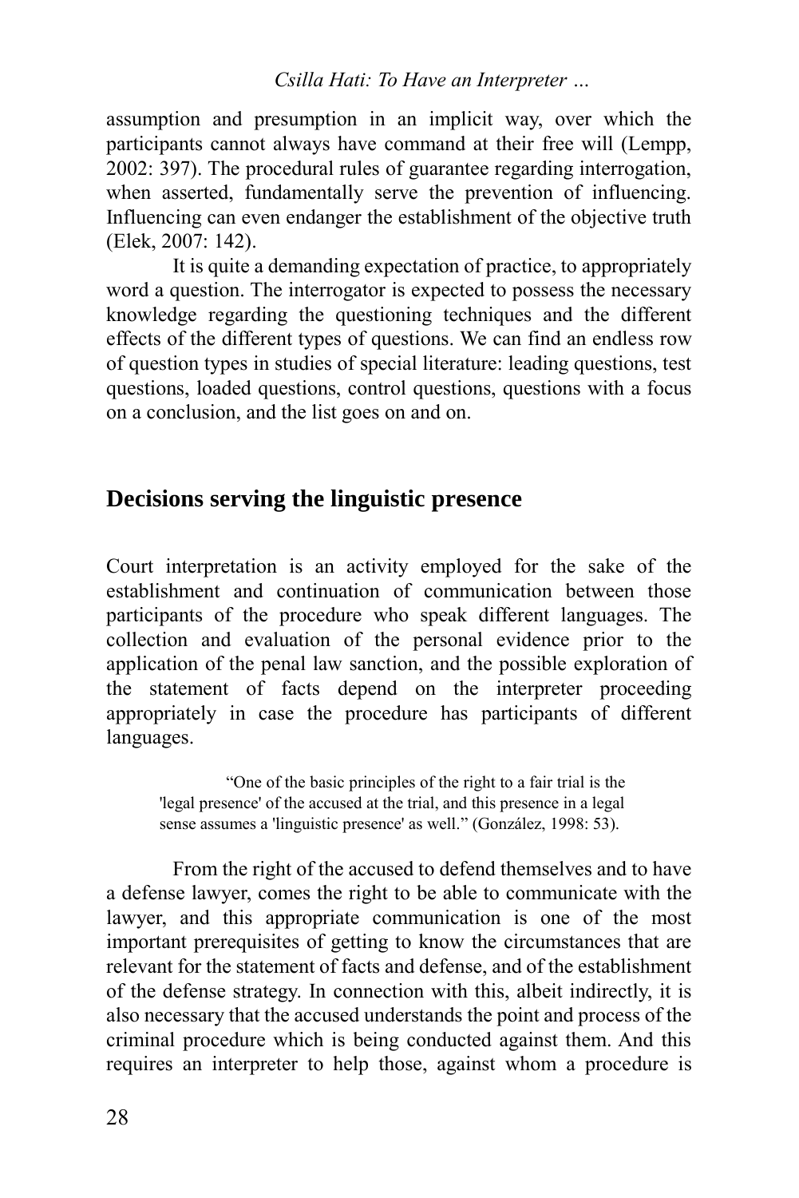assumption and presumption in an implicit way, over which the participants cannot always have command at their free will (Lempp, 2002: 397). The procedural rules of guarantee regarding interrogation, when asserted, fundamentally serve the prevention of influencing. Influencing can even endanger the establishment of the objective truth (Elek, 2007: 142).

It is quite a demanding expectation of practice, to appropriately word a question. The interrogator is expected to possess the necessary knowledge regarding the questioning techniques and the different effects of the different types of questions. We can find an endless row of question types in studies of special literature: leading questions, test questions, loaded questions, control questions, questions with a focus on a conclusion, and the list goes on and on.

## Decisions serving the linguistic presence

Court interpretation is an activity employed for the sake of the establishment and continuation of communication between those participants of the procedure who speak different languages. The collection and evaluation of the personal evidence prior to the application of the penal law sanction, and the possible exploration of the statement of facts depend on the interpreter proceeding appropriately in case the procedure has participants of different languages.

> "One of the basic principles of the right to a fair trial is the 'legal presence' of the accused at the trial, and this presence in a legal sense assumes a 'linguistic presence' as well." (González, 1998: 53).

From the right of the accused to defend themselves and to have a defense lawyer, comes the right to be able to communicate with the lawyer, and this appropriate communication is one of the most important prerequisites of getting to know the circumstances that are relevant for the statement of facts and defense, and of the establishment of the defense strategy. In connection with this, albeit indirectly, it is also necessary that the accused understands the point and process of the criminal procedure which is being conducted against them. And this requires an interpreter to help those, against whom a procedure is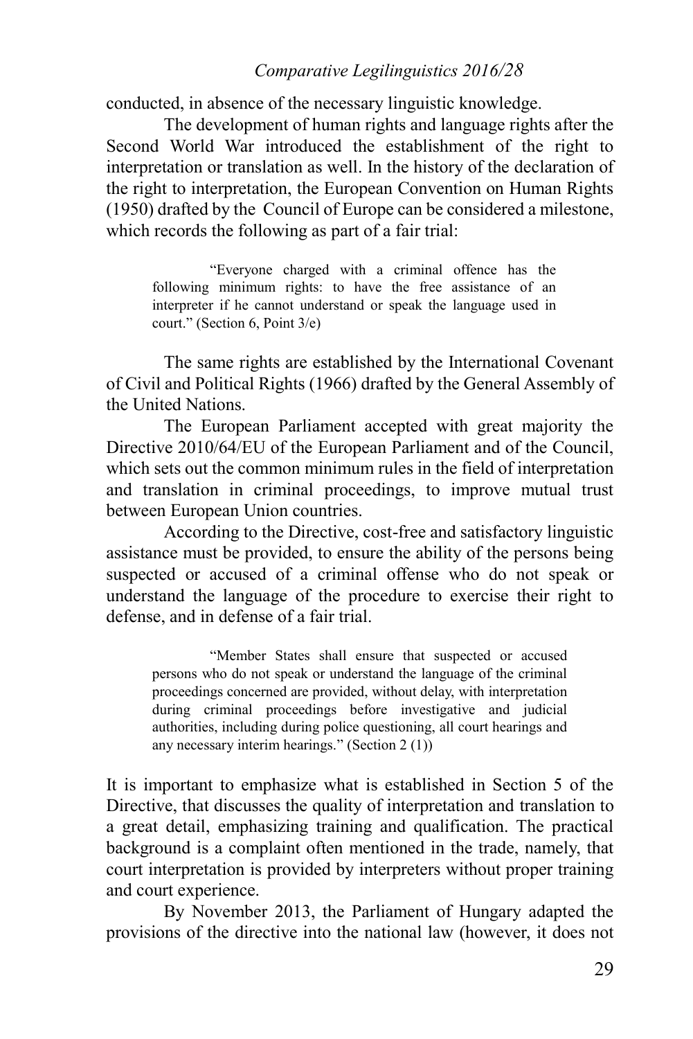conducted, in absence of the necessary linguistic knowledge.

The development of human rights and language rights after the Second World War introduced the establishment of the right to interpretation or translation as well. In the history of the declaration of the right to interpretation, the European Convention on Human Rights (1950) drafted by the Council of Europe can be considered a milestone, which records the following as part of a fair trial:

> "Everyone charged with a criminal offence has the following minimum rights: to have the free assistance of an interpreter if he cannot understand or speak the language used in court." (Section 6, Point 3/e)

The same rights are established by the International Covenant of Civil and Political Rights (1966) drafted by the General Assembly of the United Nations.

The European Parliament accepted with great majority the Directive 2010/64/EU of the European Parliament and of the Council, which sets out the common minimum rules in the field of interpretation and translation in criminal proceedings, to improve mutual trust between European Union countries.

According to the Directive, cost-free and satisfactory linguistic assistance must be provided, to ensure the ability of the persons being suspected or accused of a criminal offense who do not speak or understand the language of the procedure to exercise their right to defense, and in defense of a fair trial.

> "Member States shall ensure that suspected or accused persons who do not speak or understand the language of the criminal proceedings concerned are provided, without delay, with interpretation during criminal proceedings before investigative and judicial authorities, including during police questioning, all court hearings and any necessary interim hearings." (Section 2 (1))

It is important to emphasize what is established in Section 5 of the Directive, that discusses the quality of interpretation and translation to a great detail, emphasizing training and qualification. The practical background is a complaint often mentioned in the trade, namely, that court interpretation is provided by interpreters without proper training and court experience.

By November 2013, the Parliament of Hungary adapted the provisions of the directive into the national law (however, it does not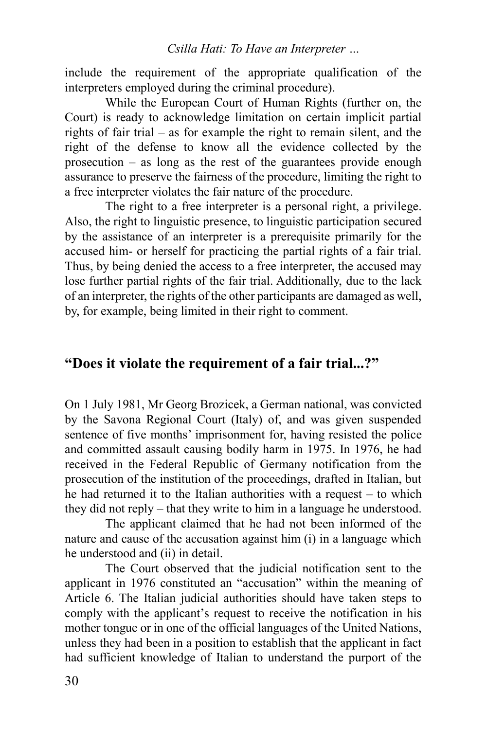include the requirement of the appropriate qualification of the interpreters employed during the criminal procedure).

While the European Court of Human Rights (further on, the Court) is ready to acknowledge limitation on certain implicit partial rights of fair trial – as for example the right to remain silent, and the right of the defense to know all the evidence collected by the prosecution – as long as the rest of the guarantees provide enough assurance to preserve the fairness of the procedure, limiting the right to a free interpreter violates the fair nature of the procedure.

The right to a free interpreter is a personal right, a privilege. Also, the right to linguistic presence, to linguistic participation secured by the assistance of an interpreter is a prerequisite primarily for the accused him- or herself for practicing the partial rights of a fair trial. Thus, by being denied the access to a free interpreter, the accused may lose further partial rights of the fair trial. Additionally, due to the lack of an interpreter, the rights of the other participants are damaged as well, by, for example, being limited in their right to comment.

## "Does it violate the requirement of a fair trial...?"

On 1 July 1981, Mr Georg Brozicek, a German national, was convicted by the Savona Regional Court (Italy) of, and was given suspended sentence of five months' imprisonment for, having resisted the police and committed assault causing bodily harm in 1975. In 1976, he had received in the Federal Republic of Germany notification from the prosecution of the institution of the proceedings, drafted in Italian, but he had returned it to the Italian authorities with a request – to which they did not reply – that they write to him in a language he understood.

The applicant claimed that he had not been informed of the nature and cause of the accusation against him (i) in a language which he understood and (ii) in detail.

The Court observed that the judicial notification sent to the applicant in 1976 constituted an "accusation" within the meaning of Article 6. The Italian judicial authorities should have taken steps to comply with the applicant's request to receive the notification in his mother tongue or in one of the official languages of the United Nations, unless they had been in a position to establish that the applicant in fact had sufficient knowledge of Italian to understand the purport of the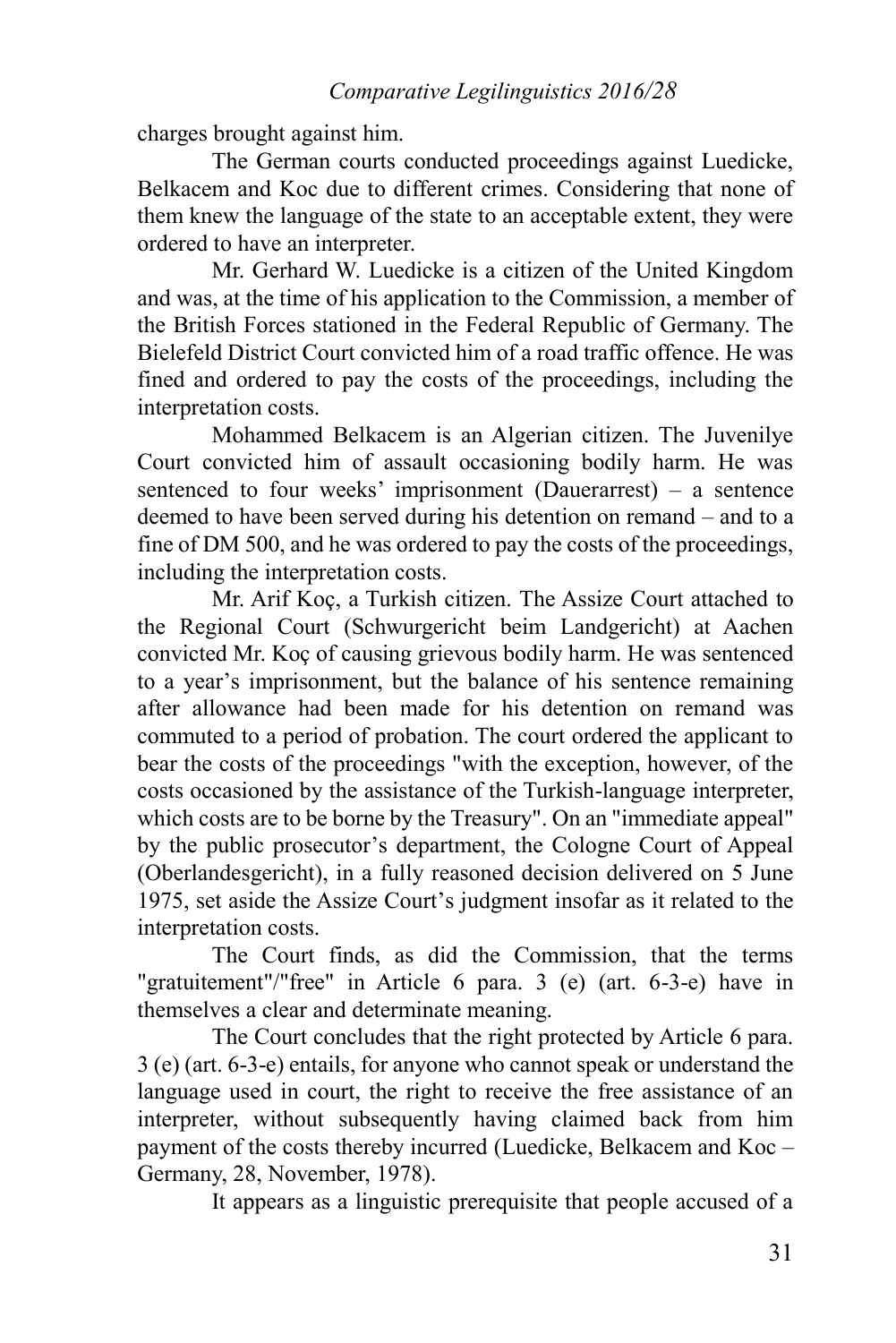charges brought against him.

The German courts conducted proceedings against Luedicke, Belkacem and Koc due to different crimes. Considering that none of them knew the language of the state to an acceptable extent, they were ordered to have an interpreter.

Mr. Gerhard W. Luedicke is a citizen of the United Kingdom and was, at the time of his application to the Commission, a member of the British Forces stationed in the Federal Republic of Germany. The Bielefeld District Court convicted him of a road traffic offence. He was fined and ordered to pay the costs of the proceedings, including the interpretation costs.

Mohammed Belkacem is an Algerian citizen. The Juvenilye Court convicted him of assault occasioning bodily harm. He was sentenced to four weeks' imprisonment (Dauerarrest) – a sentence deemed to have been served during his detention on remand – and to a fine of DM 500, and he was ordered to pay the costs of the proceedings, including the interpretation costs.

Mr. Arif Koç, a Turkish citizen. The Assize Court attached to the Regional Court (Schwurgericht beim Landgericht) at Aachen convicted Mr. Koç of causing grievous bodily harm. He was sentenced to a year's imprisonment, but the balance of his sentence remaining after allowance had been made for his detention on remand was commuted to a period of probation. The court ordered the applicant to bear the costs of the proceedings "with the exception, however, of the costs occasioned by the assistance of the Turkish-language interpreter, which costs are to be borne by the Treasury". On an "immediate appeal" by the public prosecutor's department, the Cologne Court of Appeal (Oberlandesgericht), in a fully reasoned decision delivered on 5 June 1975, set aside the Assize Court's judgment insofar as it related to the interpretation costs.

The Court finds, as did the Commission, that the terms "gratuitement"/"free" in Article 6 para. 3 (e) (art. 6-3-e) have in themselves a clear and determinate meaning.

The Court concludes that the right protected by Article 6 para. 3 (e) (art. 6-3-e) entails, for anyone who cannot speak or understand the language used in court, the right to receive the free assistance of an interpreter, without subsequently having claimed back from him payment of the costs thereby incurred (Luedicke, Belkacem and Koc – Germany, 28, November, 1978).

It appears as a linguistic prerequisite that people accused of a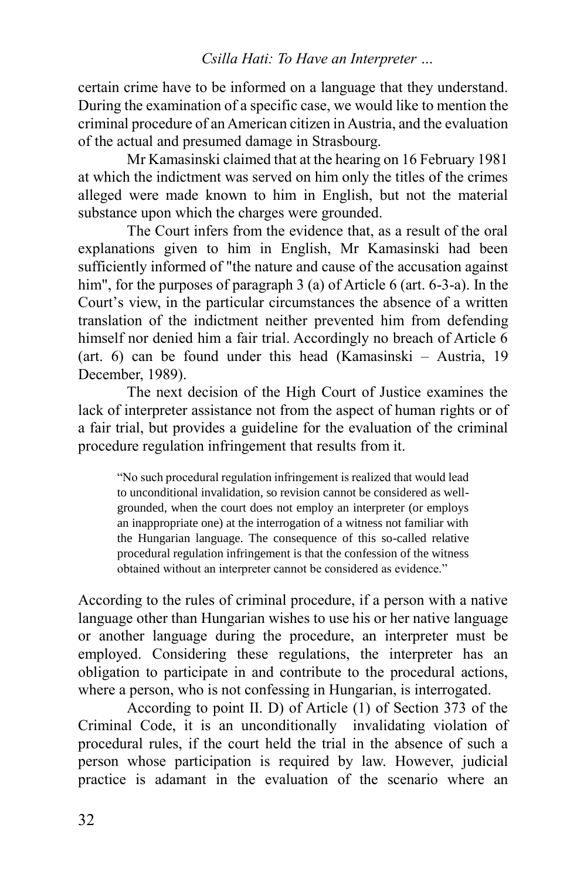certain crime have to be informed on a language that they understand. During the examination of a specific case, we would like to mention the criminal procedure of an American citizen in Austria, and the evaluation of the actual and presumed damage in Strasbourg.

Mr Kamasinski claimed that at the hearing on 16 February 1981 at which the indictment was served on him only the titles of the crimes alleged were made known to him in English, but not the material substance upon which the charges were grounded.

The Court infers from the evidence that, as a result of the oral explanations given to him in English, Mr Kamasinski had been sufficiently informed of "the nature and cause of the accusation against him", for the purposes of paragraph 3 (a) of Article 6 (art. 6-3-a). In the Court's view, in the particular circumstances the absence of a written translation of the indictment neither prevented him from defending himself nor denied him a fair trial. Accordingly no breach of Article 6 (art. 6) can be found under this head (Kamasinski – Austria, 19 December, 1989).

The next decision of the High Court of Justice examines the lack of interpreter assistance not from the aspect of human rights or of a fair trial, but provides a guideline for the evaluation of the criminal procedure regulation infringement that results from it.

> "No such procedural regulation infringement is realized that would lead to unconditional invalidation, so revision cannot be considered as well-grounded, when the court does not employ an interpreter (or employs an inappropriate one) at the interrogation of a witness not familiar with the Hungarian language. The consequence of this so-called relative procedural regulation infringement is that the confession of the witness obtained without an interpreter cannot be considered as evidence."

According to the rules of criminal procedure, if a person with a native language other than Hungarian wishes to use his or her native language or another language during the procedure, an interpreter must be employed. Considering these regulations, the interpreter has an obligation to participate in and contribute to the procedural actions, where a person, who is not confessing in Hungarian, is interrogated.

According to point II. D) of Article (1) of Section 373 of the Criminal Code, it is an unconditionally invalidating violation of procedural rules, if the court held the trial in the absence of such a person whose participation is required by law. However, judicial practice is adamant in the evaluation of the scenario where an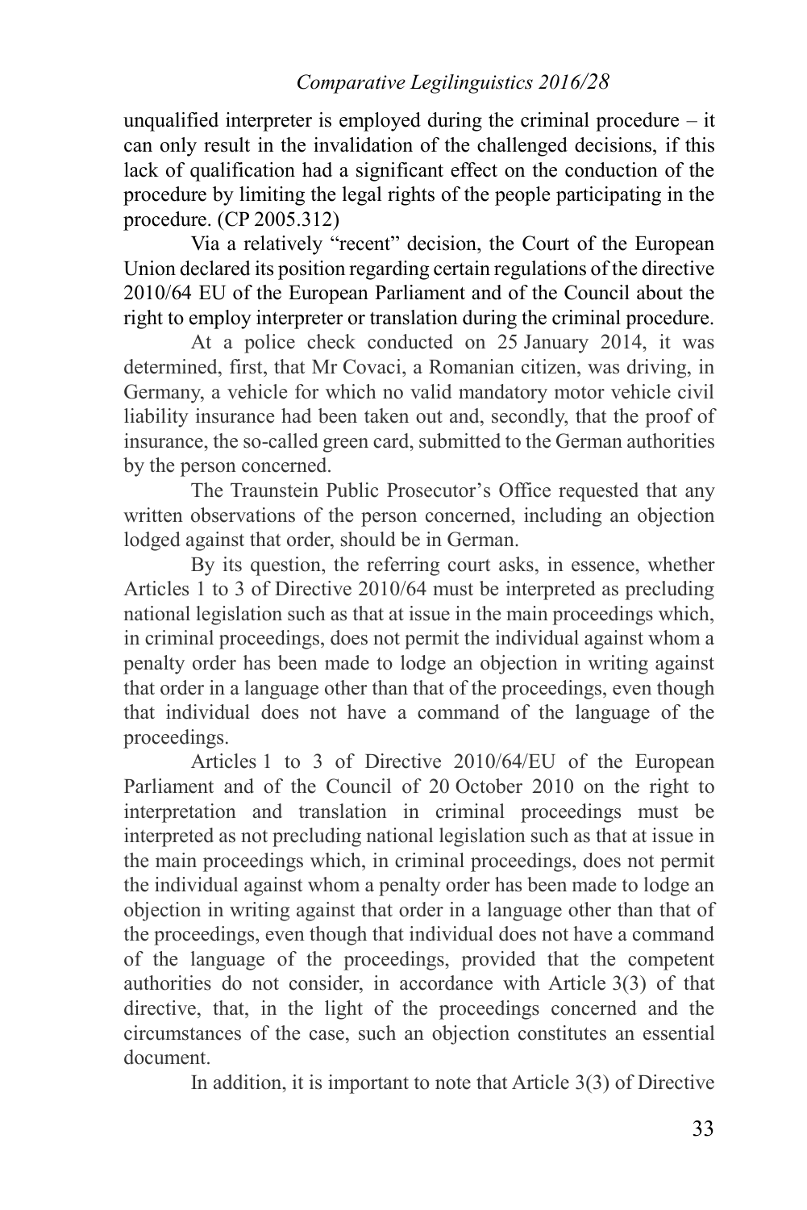unqualified interpreter is employed during the criminal procedure – it can only result in the invalidation of the challenged decisions, if this lack of qualification had a significant effect on the conduction of the procedure by limiting the legal rights of the people participating in the procedure. (CP 2005.312)

Via a relatively "recent" decision, the Court of the European Union declared its position regarding certain regulations of the directive 2010/64 EU of the European Parliament and of the Council about the right to employ interpreter or translation during the criminal procedure.

At a police check conducted on 25 January 2014, it was determined, first, that Mr Covaci, a Romanian citizen, was driving, in Germany, a vehicle for which no valid mandatory motor vehicle civil liability insurance had been taken out and, secondly, that the proof of insurance, the so-called green card, submitted to the German authorities by the person concerned.

The Traunstein Public Prosecutor's Office requested that any written observations of the person concerned, including an objection lodged against that order, should be in German.

By its question, the referring court asks, in essence, whether Articles 1 to 3 of Directive 2010/64 must be interpreted as precluding national legislation such as that at issue in the main proceedings which, in criminal proceedings, does not permit the individual against whom a penalty order has been made to lodge an objection in writing against that order in a language other than that of the proceedings, even though that individual does not have a command of the language of the proceedings.

Articles 1 to 3 of Directive 2010/64/EU of the European Parliament and of the Council of 20 October 2010 on the right to interpretation and translation in criminal proceedings must be interpreted as not precluding national legislation such as that at issue in the main proceedings which, in criminal proceedings, does not permit the individual against whom a penalty order has been made to lodge an objection in writing against that order in a language other than that of the proceedings, even though that individual does not have a command of the language of the proceedings, provided that the competent authorities do not consider, in accordance with Article 3(3) of that directive, that, in the light of the proceedings concerned and the circumstances of the case, such an objection constitutes an essential document.

In addition, it is important to note that Article 3(3) of Directive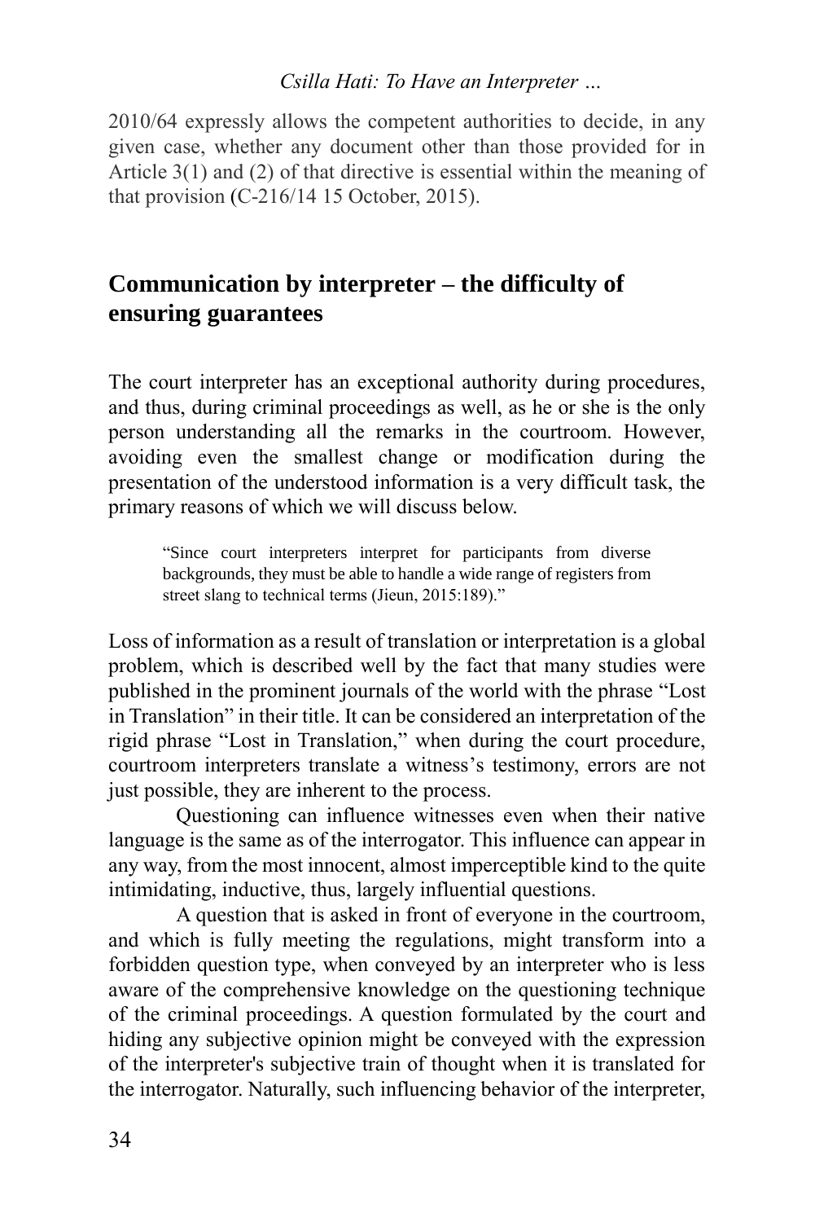2010/64 expressly allows the competent authorities to decide, in any given case, whether any document other than those provided for in Article 3(1) and (2) of that directive is essential within the meaning of that provision (C-216/14 15 October, 2015).

## Communication by interpreter – the difficulty of ensuring guarantees

The court interpreter has an exceptional authority during procedures, and thus, during criminal proceedings as well, as he or she is the only person understanding all the remarks in the courtroom. However, avoiding even the smallest change or modification during the presentation of the understood information is a very difficult task, the primary reasons of which we will discuss below.

> "Since court interpreters interpret for participants from diverse backgrounds, they must be able to handle a wide range of registers from street slang to technical terms (Jieun, 2015:189)."

Loss of information as a result of translation or interpretation is a global problem, which is described well by the fact that many studies were published in the prominent journals of the world with the phrase "Lost in Translation" in their title. It can be considered an interpretation of the rigid phrase "Lost in Translation," when during the court procedure, courtroom interpreters translate a witness's testimony, errors are not just possible, they are inherent to the process.

Questioning can influence witnesses even when their native language is the same as of the interrogator. This influence can appear in any way, from the most innocent, almost imperceptible kind to the quite intimidating, inductive, thus, largely influential questions.

A question that is asked in front of everyone in the courtroom, and which is fully meeting the regulations, might transform into a forbidden question type, when conveyed by an interpreter who is less aware of the comprehensive knowledge on the questioning technique of the criminal proceedings. A question formulated by the court and hiding any subjective opinion might be conveyed with the expression of the interpreter's subjective train of thought when it is translated for the interrogator. Naturally, such influencing behavior of the interpreter,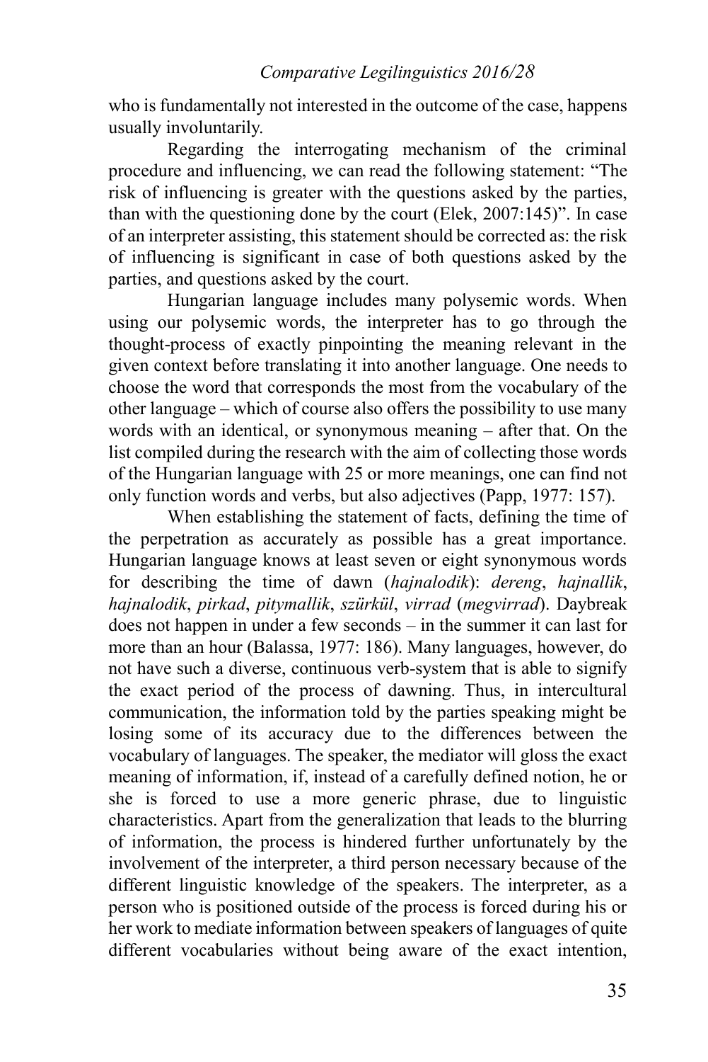who is fundamentally not interested in the outcome of the case, happens usually involuntarily.

Regarding the interrogating mechanism of the criminal procedure and influencing, we can read the following statement: "The risk of influencing is greater with the questions asked by the parties, than with the questioning done by the court (Elek, 2007:145)". In case of an interpreter assisting, this statement should be corrected as: the risk of influencing is significant in case of both questions asked by the parties, and questions asked by the court.

Hungarian language includes many polysemic words. When using our polysemic words, the interpreter has to go through the thought-process of exactly pinpointing the meaning relevant in the given context before translating it into another language. One needs to choose the word that corresponds the most from the vocabulary of the other language – which of course also offers the possibility to use many words with an identical, or synonymous meaning – after that. On the list compiled during the research with the aim of collecting those words of the Hungarian language with 25 or more meanings, one can find not only function words and verbs, but also adjectives (Papp, 1977: 157).

When establishing the statement of facts, defining the time of the perpetration as accurately as possible has a great importance. Hungarian language knows at least seven or eight synonymous words for describing the time of dawn (*hajnalodik*): *dereng*, *hajnallik*, *hajnalodik*, *pirkad*, *pitymallik*, *szürkül*, *virrad* (*megvirrad*). Daybreak does not happen in under a few seconds – in the summer it can last for more than an hour (Balassa, 1977: 186). Many languages, however, do not have such a diverse, continuous verb-system that is able to signify the exact period of the process of dawning. Thus, in intercultural communication, the information told by the parties speaking might be losing some of its accuracy due to the differences between the vocabulary of languages. The speaker, the mediator will gloss the exact meaning of information, if, instead of a carefully defined notion, he or she is forced to use a more generic phrase, due to linguistic characteristics. Apart from the generalization that leads to the blurring of information, the process is hindered further unfortunately by the involvement of the interpreter, a third person necessary because of the different linguistic knowledge of the speakers. The interpreter, as a person who is positioned outside of the process is forced during his or her work to mediate information between speakers of languages of quite different vocabularies without being aware of the exact intention,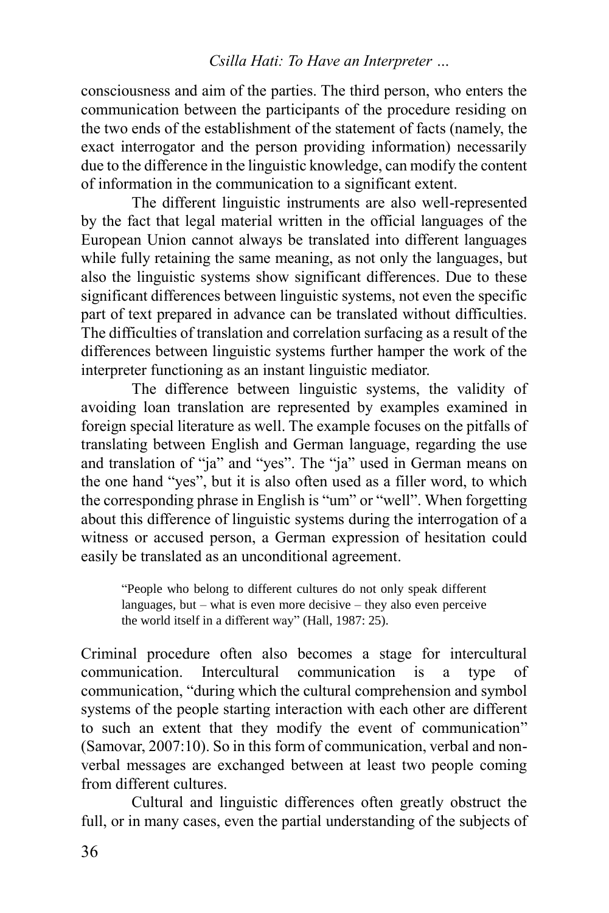consciousness and aim of the parties. The third person, who enters the communication between the participants of the procedure residing on the two ends of the establishment of the statement of facts (namely, the exact interrogator and the person providing information) necessarily due to the difference in the linguistic knowledge, can modify the content of information in the communication to a significant extent.

The different linguistic instruments are also well-represented by the fact that legal material written in the official languages of the European Union cannot always be translated into different languages while fully retaining the same meaning, as not only the languages, but also the linguistic systems show significant differences. Due to these significant differences between linguistic systems, not even the specific part of text prepared in advance can be translated without difficulties. The difficulties of translation and correlation surfacing as a result of the differences between linguistic systems further hamper the work of the interpreter functioning as an instant linguistic mediator.

The difference between linguistic systems, the validity of avoiding loan translation are represented by examples examined in foreign special literature as well. The example focuses on the pitfalls of translating between English and German language, regarding the use and translation of "ja" and "yes". The "ja" used in German means on the one hand "yes", but it is also often used as a filler word, to which the corresponding phrase in English is "um" or "well". When forgetting about this difference of linguistic systems during the interrogation of a witness or accused person, a German expression of hesitation could easily be translated as an unconditional agreement.

> "People who belong to different cultures do not only speak different languages, but – what is even more decisive – they also even perceive the world itself in a different way" (Hall, 1987: 25).

Criminal procedure often also becomes a stage for intercultural communication. Intercultural communication is a type of communication, "during which the cultural comprehension and symbol systems of the people starting interaction with each other are different to such an extent that they modify the event of communication" (Samovar, 2007:10). So in this form of communication, verbal and non-verbal messages are exchanged between at least two people coming from different cultures.

Cultural and linguistic differences often greatly obstruct the full, or in many cases, even the partial understanding of the subjects of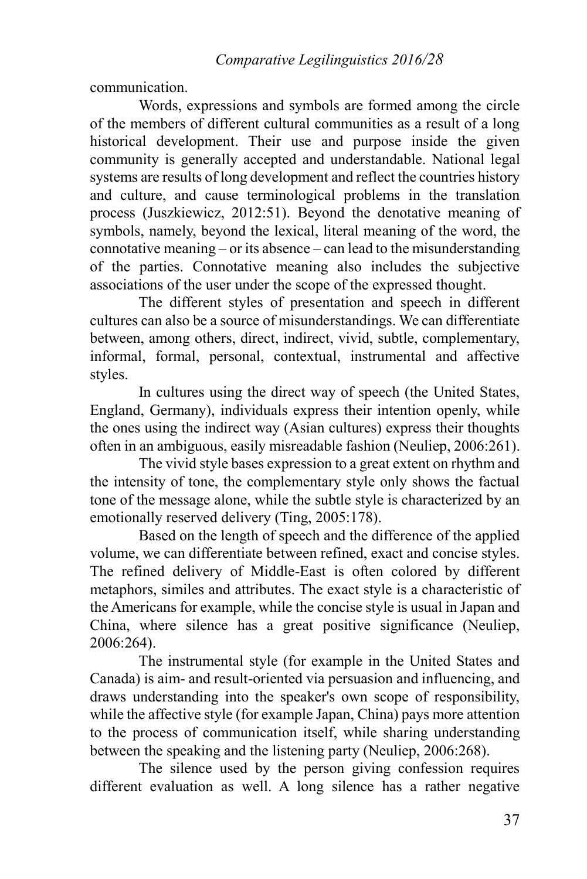communication.

Words, expressions and symbols are formed among the circle of the members of different cultural communities as a result of a long historical development. Their use and purpose inside the given community is generally accepted and understandable. National legal systems are results of long development and reflect the countries history and culture, and cause terminological problems in the translation process (Juszkiewicz, 2012:51). Beyond the denotative meaning of symbols, namely, beyond the lexical, literal meaning of the word, the connotative meaning – or its absence – can lead to the misunderstanding of the parties. Connotative meaning also includes the subjective associations of the user under the scope of the expressed thought.

The different styles of presentation and speech in different cultures can also be a source of misunderstandings. We can differentiate between, among others, direct, indirect, vivid, subtle, complementary, informal, formal, personal, contextual, instrumental and affective styles.

In cultures using the direct way of speech (the United States, England, Germany), individuals express their intention openly, while the ones using the indirect way (Asian cultures) express their thoughts often in an ambiguous, easily misreadable fashion (Neuliep, 2006:261).

The vivid style bases expression to a great extent on rhythm and the intensity of tone, the complementary style only shows the factual tone of the message alone, while the subtle style is characterized by an emotionally reserved delivery (Ting, 2005:178).

Based on the length of speech and the difference of the applied volume, we can differentiate between refined, exact and concise styles. The refined delivery of Middle-East is often colored by different metaphors, similes and attributes. The exact style is a characteristic of the Americans for example, while the concise style is usual in Japan and China, where silence has a great positive significance (Neuliep, 2006:264).

The instrumental style (for example in the United States and Canada) is aim- and result-oriented via persuasion and influencing, and draws understanding into the speaker's own scope of responsibility, while the affective style (for example Japan, China) pays more attention to the process of communication itself, while sharing understanding between the speaking and the listening party (Neuliep, 2006:268).

The silence used by the person giving confession requires different evaluation as well. A long silence has a rather negative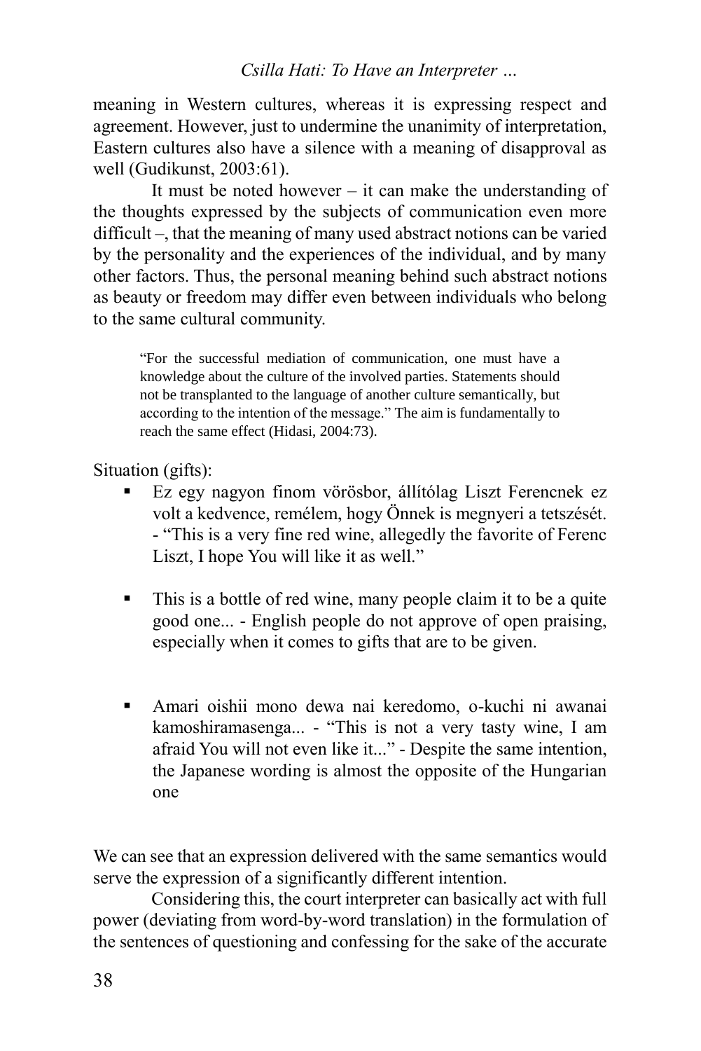meaning in Western cultures, whereas it is expressing respect and agreement. However, just to undermine the unanimity of interpretation, Eastern cultures also have a silence with a meaning of disapproval as well (Gudikunst, 2003:61).

It must be noted however – it can make the understanding of the thoughts expressed by the subjects of communication even more difficult –, that the meaning of many used abstract notions can be varied by the personality and the experiences of the individual, and by many other factors. Thus, the personal meaning behind such abstract notions as beauty or freedom may differ even between individuals who belong to the same cultural community.

> "For the successful mediation of communication, one must have a knowledge about the culture of the involved parties. Statements should not be transplanted to the language of another culture semantically, but according to the intention of the message." The aim is fundamentally to reach the same effect (Hidasi, 2004:73).

Situation (gifts):

- Ez egy nagyon finom vörösbor, állítólag Liszt Ferencnek ez volt a kedvence, remélem, hogy Önnek is megnyeri a tetszését. - "This is a very fine red wine, allegedly the favorite of Ferenc Liszt, I hope You will like it as well."

- This is a bottle of red wine, many people claim it to be a quite good one... - English people do not approve of open praising, especially when it comes to gifts that are to be given.

- Amari oishii mono dewa nai keredomo, o-kuchi ni awanai kamoshiramasenga... - "This is not a very tasty wine, I am afraid You will not even like it..." - Despite the same intention, the Japanese wording is almost the opposite of the Hungarian one

We can see that an expression delivered with the same semantics would serve the expression of a significantly different intention.

Considering this, the court interpreter can basically act with full power (deviating from word-by-word translation) in the formulation of the sentences of questioning and confessing for the sake of the accurate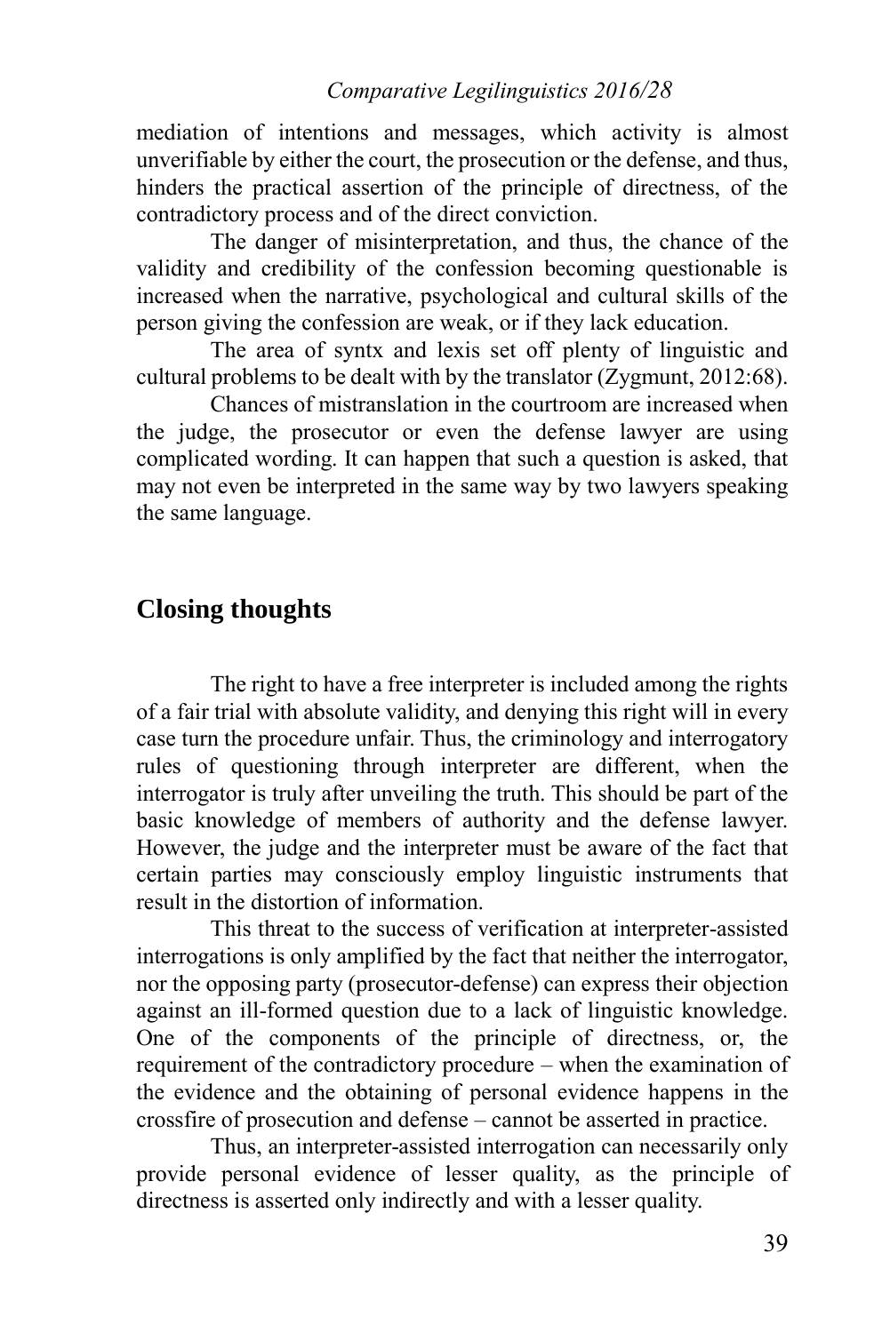mediation of intentions and messages, which activity is almost unverifiable by either the court, the prosecution or the defense, and thus, hinders the practical assertion of the principle of directness, of the contradictory process and of the direct conviction.

The danger of misinterpretation, and thus, the chance of the validity and credibility of the confession becoming questionable is increased when the narrative, psychological and cultural skills of the person giving the confession are weak, or if they lack education.

The area of syntx and lexis set off plenty of linguistic and cultural problems to be dealt with by the translator (Zygmunt, 2012:68).

Chances of mistranslation in the courtroom are increased when the judge, the prosecutor or even the defense lawyer are using complicated wording. It can happen that such a question is asked, that may not even be interpreted in the same way by two lawyers speaking the same language.

## Closing thoughts

The right to have a free interpreter is included among the rights of a fair trial with absolute validity, and denying this right will in every case turn the procedure unfair. Thus, the criminology and interrogatory rules of questioning through interpreter are different, when the interrogator is truly after unveiling the truth. This should be part of the basic knowledge of members of authority and the defense lawyer. However, the judge and the interpreter must be aware of the fact that certain parties may consciously employ linguistic instruments that result in the distortion of information.

This threat to the success of verification at interpreter-assisted interrogations is only amplified by the fact that neither the interrogator, nor the opposing party (prosecutor-defense) can express their objection against an ill-formed question due to a lack of linguistic knowledge. One of the components of the principle of directness, or, the requirement of the contradictory procedure – when the examination of the evidence and the obtaining of personal evidence happens in the crossfire of prosecution and defense – cannot be asserted in practice.

Thus, an interpreter-assisted interrogation can necessarily only provide personal evidence of lesser quality, as the principle of directness is asserted only indirectly and with a lesser quality.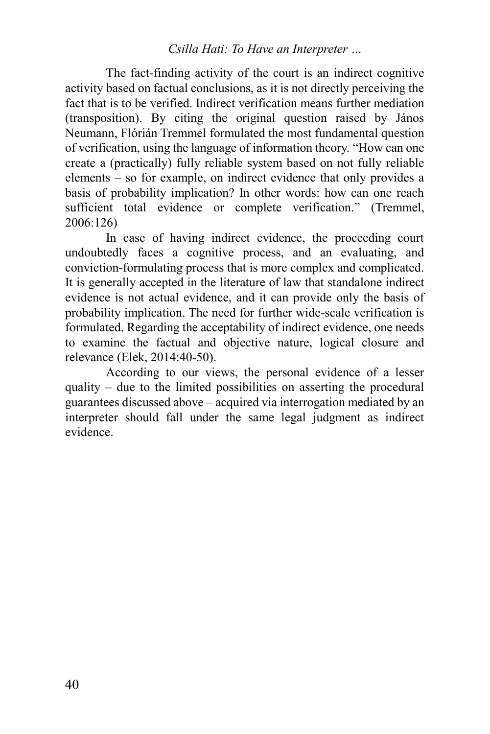The fact-finding activity of the court is an indirect cognitive activity based on factual conclusions, as it is not directly perceiving the fact that is to be verified. Indirect verification means further mediation (transposition). By citing the original question raised by János Neumann, Flórián Tremmel formulated the most fundamental question of verification, using the language of information theory. "How can one create a (practically) fully reliable system based on not fully reliable elements – so for example, on indirect evidence that only provides a basis of probability implication? In other words: how can one reach sufficient total evidence or complete verification." (Tremmel, 2006:126)

In case of having indirect evidence, the proceeding court undoubtedly faces a cognitive process, and an evaluating, and conviction-formulating process that is more complex and complicated. It is generally accepted in the literature of law that standalone indirect evidence is not actual evidence, and it can provide only the basis of probability implication. The need for further wide-scale verification is formulated. Regarding the acceptability of indirect evidence, one needs to examine the factual and objective nature, logical closure and relevance (Elek, 2014:40-50).

According to our views, the personal evidence of a lesser quality – due to the limited possibilities on asserting the procedural guarantees discussed above – acquired via interrogation mediated by an interpreter should fall under the same legal judgment as indirect evidence.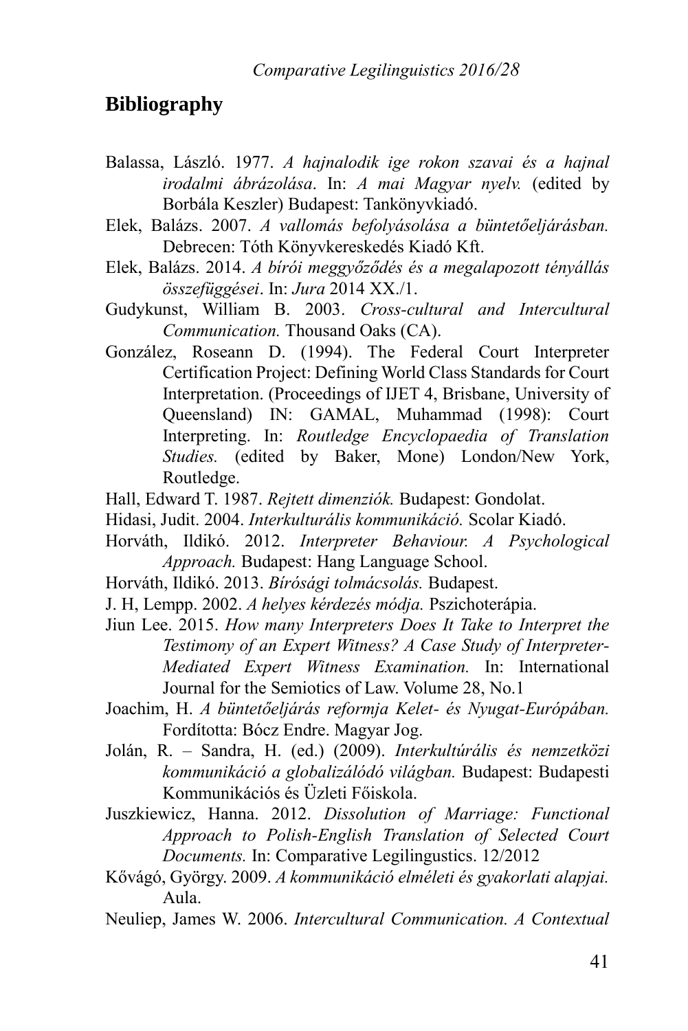## Bibliography

Balassa, László. 1977. *A hajnalodik ige rokon szavai és a hajnal irodalmi ábrázolása*. In: *A mai Magyar nyelv.* (edited by Borbála Keszler) Budapest: Tankönyvkiadó.

Elek, Balázs. 2007. *A vallomás befolyásolása a büntetőeljárásban.* Debrecen: Tóth Könyvkereskedés Kiadó Kft.

Elek, Balázs. 2014. *A bírói meggyőződés és a megalapozott tényállás összefüggései*. In: *Jura* 2014 XX./1.

Gudykunst, William B. 2003. *Cross-cultural and Intercultural Communication.* Thousand Oaks (CA).

González, Roseann D. (1994). The Federal Court Interpreter Certification Project: Defining World Class Standards for Court Interpretation. (Proceedings of IJET 4, Brisbane, University of Queensland) IN: GAMAL, Muhammad (1998): Court Interpreting. In: *Routledge Encyclopaedia of Translation Studies.* (edited by Baker, Mone) London/New York, Routledge.

Hall, Edward T. 1987. *Rejtett dimenziók.* Budapest: Gondolat.

Hidasi, Judit. 2004. *Interkulturális kommunikáció.* Scolar Kiadó.

Horváth, Ildikó. 2012. *Interpreter Behaviour. A Psychological Approach.* Budapest: Hang Language School.

Horváth, Ildikó. 2013. *Bírósági tolmácsolás.* Budapest.

J. H, Lempp. 2002. *A helyes kérdezés módja.* Pszichoterápia.

Jiun Lee. 2015. *How many Interpreters Does It Take to Interpret the Testimony of an Expert Witness? A Case Study of Interpreter-Mediated Expert Witness Examination.* In: International Journal for the Semiotics of Law. Volume 28, No.1

Joachim, H. *A büntetőeljárás reformja Kelet- és Nyugat-Európában.* Fordította: Bócz Endre. Magyar Jog.

Jolán, R. – Sandra, H. (ed.) (2009). *Interkultúrális és nemzetközi kommunikáció a globalizálódó világban.* Budapest: Budapesti Kommunikációs és Üzleti Főiskola.

Juszkiewicz, Hanna. 2012. *Dissolution of Marriage: Functional Approach to Polish-English Translation of Selected Court Documents.* In: Comparative Legilingustics. 12/2012

Kővágó, György. 2009. *A kommunikáció elméleti és gyakorlati alapjai.* Aula.

Neuliep, James W. 2006. *Intercultural Communication. A Contextual*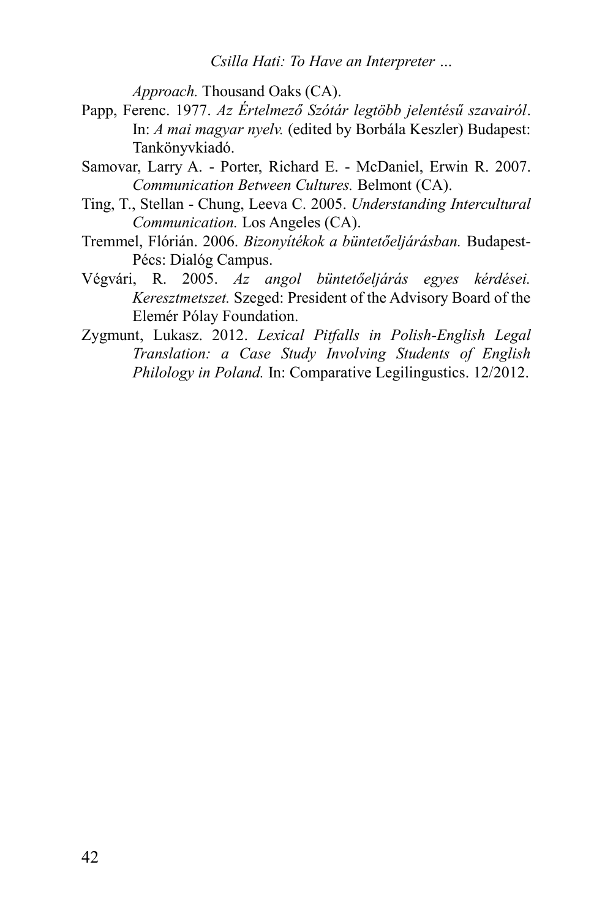*Approach.* Thousand Oaks (CA).

Papp, Ferenc. 1977. *Az Értelmező Szótár legtöbb jelentésű szavairól*. In: *A mai magyar nyelv.* (edited by Borbála Keszler) Budapest: Tankönyvkiadó.

Samovar, Larry A. - Porter, Richard E. - McDaniel, Erwin R. 2007. *Communication Between Cultures.* Belmont (CA).

Ting, T., Stellan - Chung, Leeva C. 2005. *Understanding Intercultural Communication.* Los Angeles (CA).

Tremmel, Flórián. 2006. *Bizonyítékok a büntetőeljárásban.* Budapest-Pécs: Dialóg Campus.

Végvári, R. 2005. *Az angol büntetőeljárás egyes kérdései. Keresztmetszet.* Szeged: President of the Advisory Board of the Elemér Pólay Foundation.

Zygmunt, Lukasz. 2012. *Lexical Pitfalls in Polish-English Legal Translation: a Case Study Involving Students of English Philology in Poland.* In: Comparative Legilingustics. 12/2012.